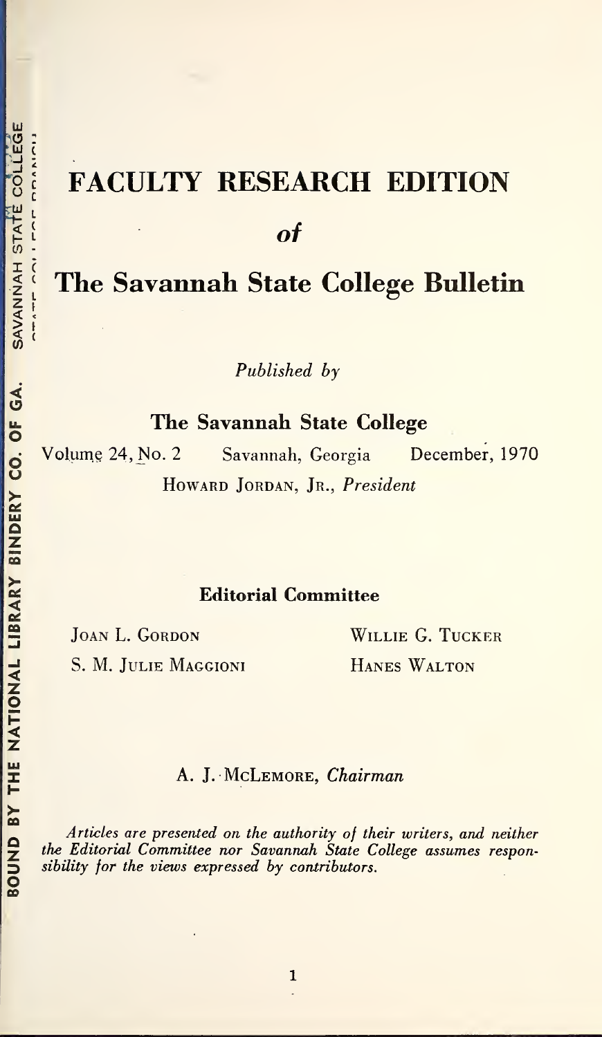# FACULTY RESEARCH EDITION

*of*

# The Savannah State College Bulletin

*Published by*

**The Savannah State College**

Volume 24, No. 2 Savannah, Georgia December, 1970

Howard Jordan, Jr., *President*

## Editorial Committee

Joan L. Gordon

S. M. Julie Maggioni

Willie G. Tucker

Hanes Walton

A. J. McLemore, *Chairman*

*Articles are presented on the authority of their writers, and neither the Editorial Committee nor Savannah State College assumes responsibility for the views expressed by contributors.*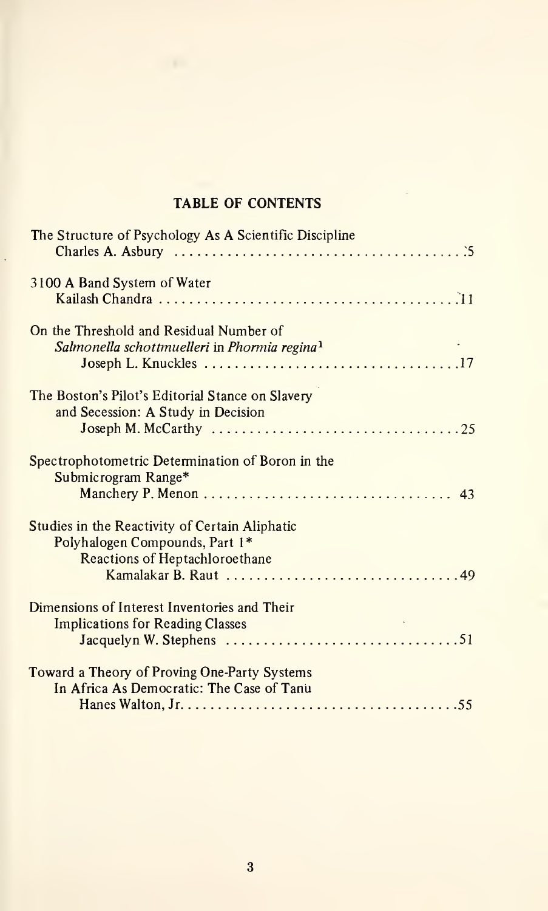# TABLE OF CONTENTS

The Structure of Psychology As A Scientific Discipline
Charles A. Asbury .......................................... 5

3100 A Band System of Water
Kailash Chandra .......................................... 11

On the Threshold and Residual Number of
*Salmonella schottmuelleri* in *Phormia regina*[1]
Joseph L. Knuckles .......................................... 17

The Boston's Pilot's Editorial Stance on Slavery
and Secession: A Study in Decision
Joseph M. McCarthy .......................................... 25

Spectrophotometric Determination of Boron in the
Submicrogram Range*
Manchery P. Menon .......................................... 43

Studies in the Reactivity of Certain Aliphatic
Polyhalogen Compounds, Part 1*
Reactions of Heptachloroethane
Kamalakar B. Raut .......................................... 49

Dimensions of Interest Inventories and Their
Implications for Reading Classes
Jacquelyn W. Stephens .......................................... 51

Toward a Theory of Proving One-Party Systems
In Africa As Democratic: The Case of Tanu
Hanes Walton, Jr. .......................................... 55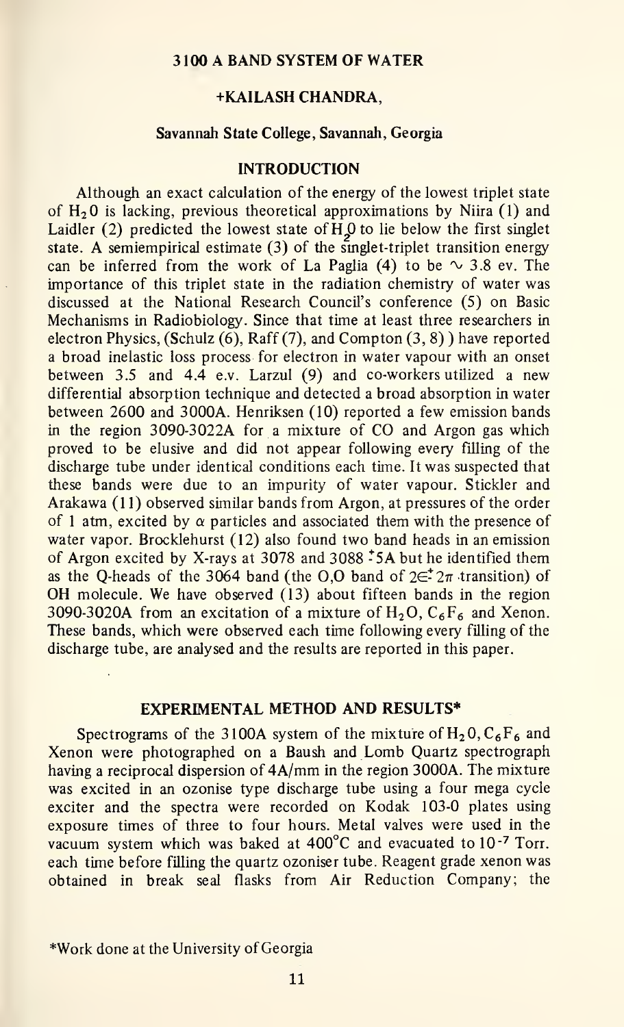## 3100 A BAND SYSTEM OF WATER

### +KAILASH CHANDRA,

#### Savannah State College, Savannah, Georgia

### INTRODUCTION

Although an exact calculation of the energy of the lowest triplet state of $H_2O$ is lacking, previous theoretical approximations by Niira (1) and Laidler (2) predicted the lowest state of $H_2O$ to lie below the first singlet state. A semiempirical estimate (3) of the singlet-triplet transition energy can be inferred from the work of La Paglia (4) to be $\sim$ 3.8 ev. The importance of this triplet state in the radiation chemistry of water was discussed at the National Research Council's conference (5) on Basic Mechanisms in Radiobiology. Since that time at least three researchers in electron Physics, (Schulz (6), Raff (7), and Compton (3, 8) ) have reported a broad inelastic loss process for electron in water vapour with an onset between 3.5 and 4.4 e.v. Larzul (9) and co-workers utilized a new differential absorption technique and detected a broad absorption in water between 2600 and 3000A. Henriksen (10) reported a few emission bands in the region 3090-3022A for a mixture of CO and Argon gas which proved to be elusive and did not appear following every filling of the discharge tube under identical conditions each time. It was suspected that these bands were due to an impurity of water vapour. Stickler and Arakawa (11) observed similar bands from Argon, at pressures of the order of 1 atm, excited by $\alpha$ particles and associated them with the presence of water vapor. Brocklehurst (12) also found two band heads in an emission of Argon excited by X-rays at 3078 and 3088 $\pm$5A but he identified them as the Q-heads of the 3064 band (the O,O band of $2\Sigma^+ 2\pi$ transition) of OH molecule. We have observed (13) about fifteen bands in the region 3090-3020A from an excitation of a mixture of $H_2O$, $C_6F_6$ and Xenon. These bands, which were observed each time following every filling of the discharge tube, are analysed and the results are reported in this paper.

### EXPERIMENTAL METHOD AND RESULTS*

Spectrograms of the 3100A system of the mixture of $H_2O$, $C_6F_6$ and Xenon were photographed on a Baush and Lomb Quartz spectrograph having a reciprocal dispersion of 4A/mm in the region 3000A. The mixture was excited in an ozonise type discharge tube using a four mega cycle exciter and the spectra were recorded on Kodak 103-0 plates using exposure times of three to four hours. Metal valves were used in the vacuum system which was baked at 400°C and evacuated to $10^{-7}$ Torr. each time before filling the quartz ozoniser tube. Reagent grade xenon was obtained in break seal flasks from Air Reduction Company; the

*Work done at the University of Georgia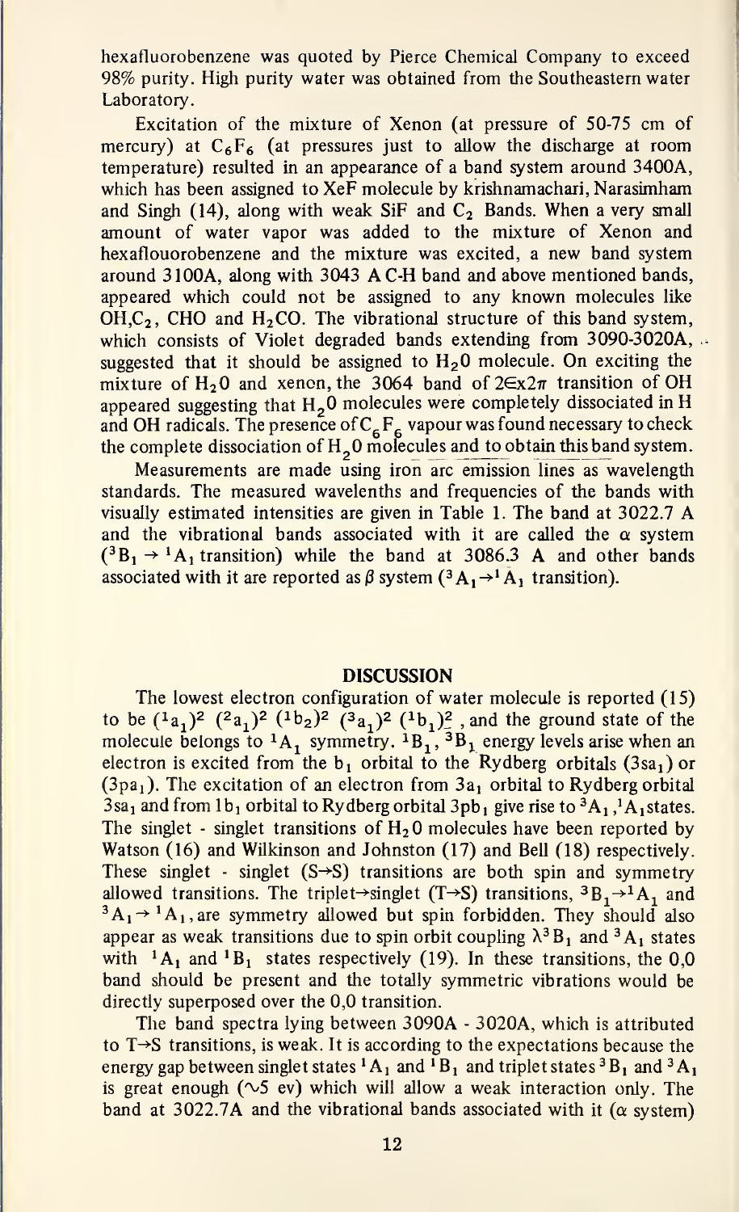hexafluorobenzene was quoted by Pierce Chemical Company to exceed 98% purity. High purity water was obtained from the Southeastern water Laboratory.

Excitation of the mixture of Xenon (at pressure of 50-75 cm of mercury) at $C_6F_6$ (at pressures just to allow the discharge at room temperature) resulted in an appearance of a band system around 3400A, which has been assigned to XeF molecule by krishnamachari, Narasimham and Singh (14), along with weak SiF and $C_2$ Bands. When a very small amount of water vapor was added to the mixture of Xenon and hexaflouorobenzene and the mixture was excited, a new band system around 3100A, along with 3043 A C-H band and above mentioned bands, appeared which could not be assigned to any known molecules like OH,$C_2$, CHO and $H_2CO$. The vibrational structure of this band system, which consists of Violet degraded bands extending from 3090-3020A, suggested that it should be assigned to $H_2O$ molecule. On exciting the mixture of $H_2O$ and xenon, the 3064 band of $2\epsilon x 2\pi$ transition of OH appeared suggesting that $H_2O$ molecules were completely dissociated in H and OH radicals. The presence of $C_6F_6$ vapour was found necessary to check the complete dissociation of $H_2O$ molecules and to obtain this band system.

Measurements are made using iron arc emission lines as wavelength standards. The measured wavelenths and frequencies of the bands with visually estimated intensities are given in Table 1. The band at 3022.7 A and the vibrational bands associated with it are called the $\alpha$ system ($^3B_1 \rightarrow {}^1A_1$ transition) while the band at 3086.3 A and other bands associated with it are reported as $\beta$ system ($^3A_1 \rightarrow {}^1A_1$ transition).

## DISCUSSION

The lowest electron configuration of water molecule is reported (15) to be $(^1a_1)^2\ (^2a_1)^2\ (^1b_2)^2\ (^3a_1)^2\ (^1b_1)^2$, and the ground state of the molecule belongs to $^1A_1$ symmetry. $^1B_1$, $^3B_1$ energy levels arise when an electron is excited from the $b_1$ orbital to the Rydberg orbitals ($3sa_1$) or ($3pa_1$). The excitation of an electron from $3a_1$ orbital to Rydberg orbital $3sa_1$ and from $1b_1$ orbital to Rydberg orbital $3pb_1$ give rise to $^3A_1$, $^1A_1$ states. The singlet - singlet transitions of $H_2O$ molecules have been reported by Watson (16) and Wilkinson and Johnston (17) and Bell (18) respectively. These singlet - singlet (S→S) transitions are both spin and symmetry allowed transitions. The triplet→singlet (T→S) transitions, $^3B_1 \rightarrow {}^1A_1$ and $^3A_1 \rightarrow {}^1A_1$, are symmetry allowed but spin forbidden. They should also appear as weak transitions due to spin orbit coupling $\lambda^3B_1$ and $^3A_1$ states with $^1A_1$ and $^1B_1$ states respectively (19). In these transitions, the 0,0 band should be present and the totally symmetric vibrations would be directly superposed over the 0,0 transition.

The band spectra lying between 3090A - 3020A, which is attributed to T→S transitions, is weak. It is according to the expectations because the energy gap between singlet states $^1A_1$ and $^1B_1$ and triplet states $^3B_1$ and $^3A_1$ is great enough (∿5 ev) which will allow a weak interaction only. The band at 3022.7A and the vibrational bands associated with it ($\alpha$ system)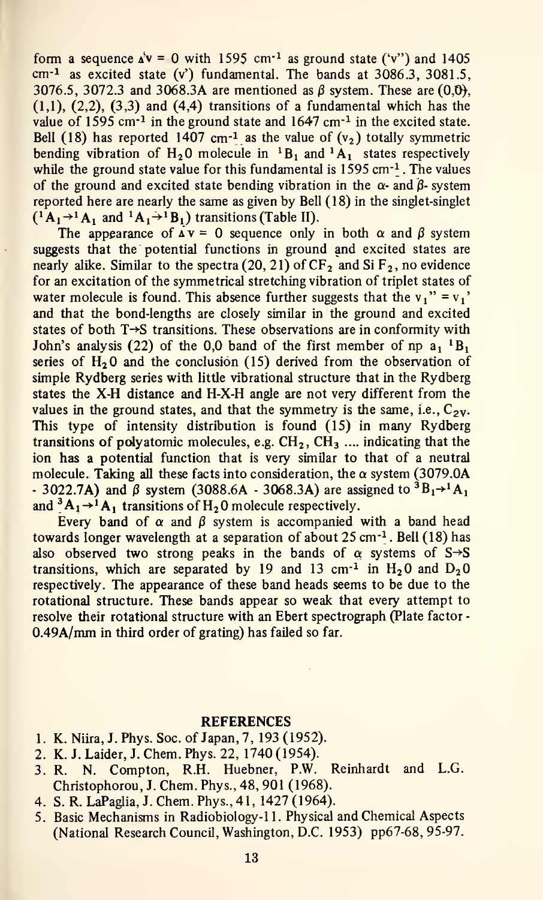form a sequence $\Delta v = 0$ with 1595 $cm^{-1}$ as ground state (v'') and 1405 $cm^{-1}$ as excited state (v') fundamental. The bands at 3086.3, 3081.5, 3076.5, 3072.3 and 3068.3A are mentioned as $\beta$ system. These are (0,0), (1,1), (2,2), (3,3) and (4,4) transitions of a fundamental which has the value of 1595 $cm^{-1}$ in the ground state and 1647 $cm^{-1}$ in the excited state. Bell (18) has reported 1407 $cm^{-1}$ as the value of ($v_2$) totally symmetric bending vibration of $H_2O$ molecule in $^1B_1$ and $^1A_1$ states respectively while the ground state value for this fundamental is 1595 $cm^{-1}$. The values of the ground and excited state bending vibration in the $\alpha$- and $\beta$- system reported here are nearly the same as given by Bell (18) in the singlet-singlet ($^1A_1 \rightarrow ^1A_1$ and $^1A_1 \rightarrow ^1B_1$) transitions (Table II).

The appearance of $\Delta v = 0$ sequence only in both $\alpha$ and $\beta$ system suggests that the potential functions in ground and excited states are nearly alike. Similar to the spectra (20, 21) of $CF_2$ and $SiF_2$, no evidence for an excitation of the symmetrical stretching vibration of triplet states of water molecule is found. This absence further suggests that the $v_1'' = v_1'$ and that the bond-lengths are closely similar in the ground and excited states of both T→S transitions. These observations are in conformity with John's analysis (22) of the 0,0 band of the first member of np $a_1$ $^1B_1$ series of $H_2O$ and the conclusion (15) derived from the observation of simple Rydberg series with little vibrational structure that in the Rydberg states the X-H distance and H-X-H angle are not very different from the values in the ground states, and that the symmetry is the same, i.e., $C_{2v}$. This type of intensity distribution is found (15) in many Rydberg transitions of polyatomic molecules, e.g. $CH_2$, $CH_3$ .... indicating that the ion has a potential function that is very similar to that of a neutral molecule. Taking all these facts into consideration, the $\alpha$ system (3079.0A - 3022.7A) and $\beta$ system (3088.6A - 3068.3A) are assigned to $^3B_1 \rightarrow ^1A_1$ and $^3A_1 \rightarrow ^1A_1$ transitions of $H_2O$ molecule respectively.

Every band of $\alpha$ and $\beta$ system is accompanied with a band head towards longer wavelength at a separation of about 25 $cm^{-1}$. Bell (18) has also observed two strong peaks in the bands of $\alpha$ systems of S→S transitions, which are separated by 19 and 13 $cm^{-1}$ in $H_2O$ and $D_2O$ respectively. The appearance of these band heads seems to be due to the rotational structure. These bands appear so weak that every attempt to resolve their rotational structure with an Ebert spectrograph (Plate factor - 0.49A/mm in third order of grating) has failed so far.

## REFERENCES

1. K. Niira, J. Phys. Soc. of Japan, 7, 193 (1952).
2. K. J. Laider, J. Chem. Phys. 22, 1740 (1954).
3. R. N. Compton, R.H. Huebner, P.W. Reinhardt and L.G. Christophorou, J. Chem. Phys., 48, 901 (1968).
4. S. R. LaPaglia, J. Chem. Phys., 41, 1427 (1964).
5. Basic Mechanisms in Radiobiology-11. Physical and Chemical Aspects (National Research Council, Washington, D.C. 1953) pp67-68, 95-97.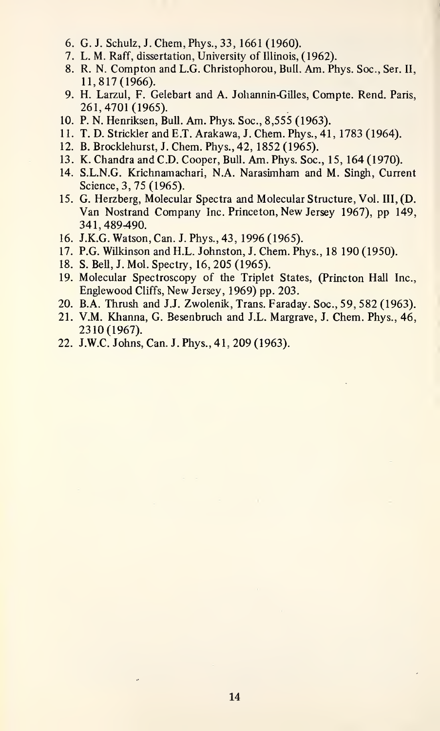6. G. J. Schulz, J. Chem, Phys., 33, 1661 (1960).
7. L. M. Raff, dissertation, University of Illinois, (1962).
8. R. N. Compton and L.G. Christophorou, Bull. Am. Phys. Soc., Ser. II, 11, 817 (1966).
9. H. Larzul, F. Gelebart and A. Johannin-Gilles, Compte. Rend. Paris, 261, 4701 (1965).
10. P. N. Henriksen, Bull. Am. Phys. Soc., 8,555 (1963).
11. T. D. Strickler and E.T. Arakawa, J. Chem. Phys., 41, 1783 (1964).
12. B. Brocklehurst, J. Chem. Phys., 42, 1852 (1965).
13. K. Chandra and C.D. Cooper, Bull. Am. Phys. Soc., 15, 164 (1970).
14. S.L.N.G. Krichnamachari, N.A. Narasimham and M. Singh, Current Science, 3, 75 (1965).
15. G. Herzberg, Molecular Spectra and Molecular Structure, Vol. III, (D. Van Nostrand Company Inc. Princeton, New Jersey 1967), pp 149, 341, 489-490.
16. J.K.G. Watson, Can. J. Phys., 43, 1996 (1965).
17. P.G. Wilkinson and H.L. Johnston, J. Chem. Phys., 18 190 (1950).
18. S. Bell, J. Mol. Spectry, 16, 205 (1965).
19. Molecular Spectroscopy of the Triplet States, (Princton Hall Inc., Englewood Cliffs, New Jersey, 1969) pp. 203.
20. B.A. Thrush and J.J. Zwolenik, Trans. Faraday. Soc., 59, 582 (1963).
21. V.M. Khanna, G. Besenbruch and J.L. Margrave, J. Chem. Phys., 46, 2310 (1967).
22. J.W.C. Johns, Can. J. Phys., 41, 209 (1963).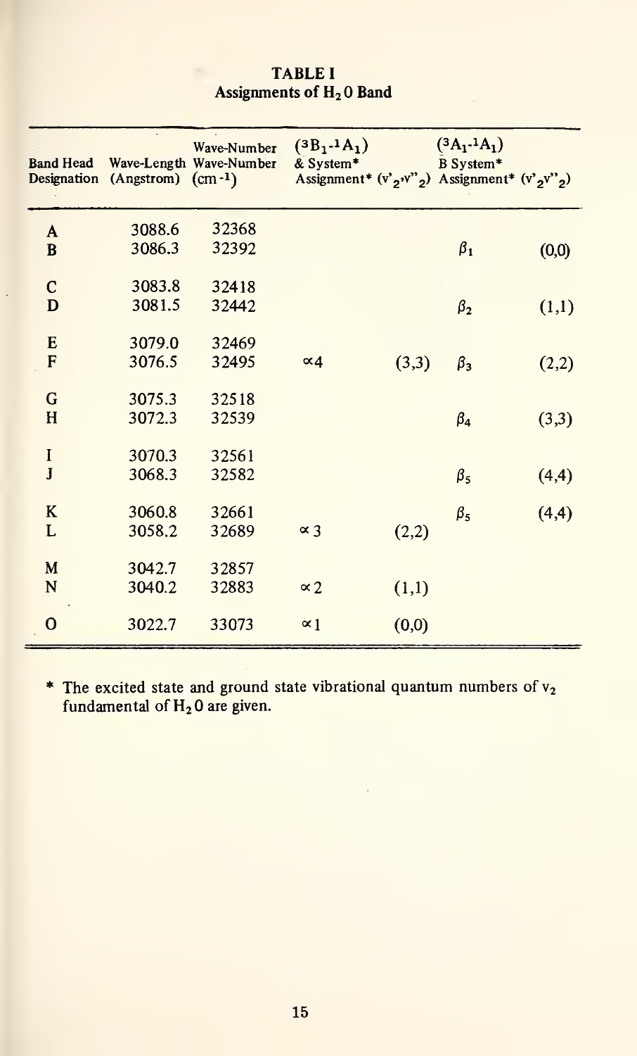**TABLE I**
**Assignments of $H_2O$ Band**

| Band Head Designation | Wave-Length (Angstrom) | Wave-Number Wave-Number $(cm^{-1})$ | $(^3B_1-^1A_1)$ & System* Assignment* | $(v'_2,v''_2)$ | $(^3A_1-^1A_1)$ B System* Assignment* | $(v'_2v''_2)$ |
|---|---|---|---|---|---|---|
| A | 3088.6 | 32368 | | | | |
| B | 3086.3 | 32392 | | | $\beta_1$ | (0,0) |
| C | 3083.8 | 32418 | | | | |
| D | 3081.5 | 32442 | | | $\beta_2$ | (1,1) |
| E | 3079.0 | 32469 | | | | |
| F | 3076.5 | 32495 | $\alpha 4$ | (3,3) | $\beta_3$ | (2,2) |
| G | 3075.3 | 32518 | | | | |
| H | 3072.3 | 32539 | | | $\beta_4$ | (3,3) |
| I | 3070.3 | 32561 | | | | |
| J | 3068.3 | 32582 | | | $\beta_5$ | (4,4) |
| K | 3060.8 | 32661 | | | $\beta_5$ | (4,4) |
| L | 3058.2 | 32689 | $\alpha 3$ | (2,2) | | |
| M | 3042.7 | 32857 | | | | |
| N | 3040.2 | 32883 | $\alpha 2$ | (1,1) | | |
| O | 3022.7 | 33073 | $\alpha 1$ | (0,0) | | |

\* The excited state and ground state vibrational quantum numbers of $v_2$ fundamental of $H_2O$ are given.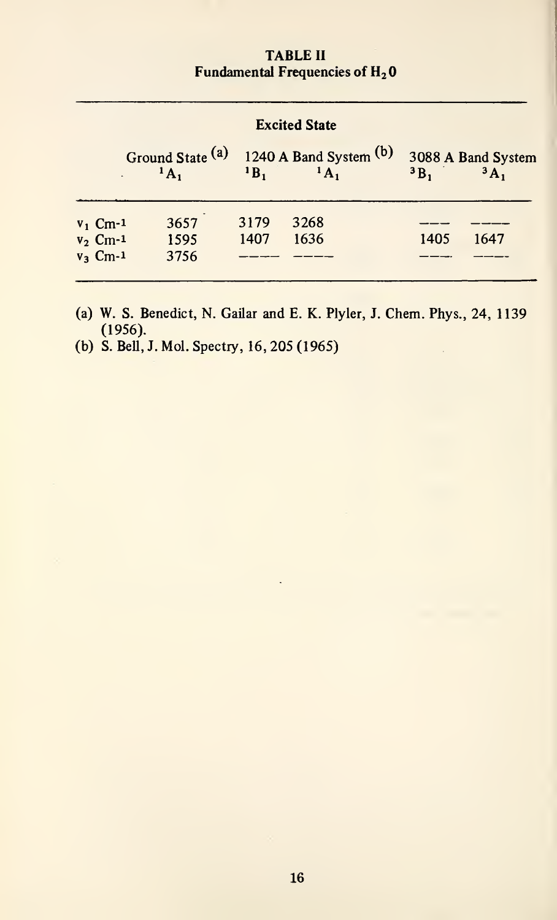**TABLE II**
**Fundamental Frequencies of $H_2O$**

| | Ground State (a) | Excited State | | | |
|---|---|---|---|---|---|
| | | 1240 A Band System (b) | | 3088 A Band System | |
| | $^1A_1$ | $^1B_1$ | $^1A_1$ | $^3B_1$ | $^3A_1$ |
| $v_1$ Cm-1 | 3657 | 3179 | 3268 | ---- | ---- |
| $v_2$ Cm-1 | 1595 | 1407 | 1636 | 1405 | 1647 |
| $v_3$ Cm-1 | 3756 | ---- | ---- | ---- | ---- |

(a) W. S. Benedict, N. Gailar and E. K. Plyler, J. Chem. Phys., 24, 1139 (1956).

(b) S. Bell, J. Mol. Spectry, 16, 205 (1965)